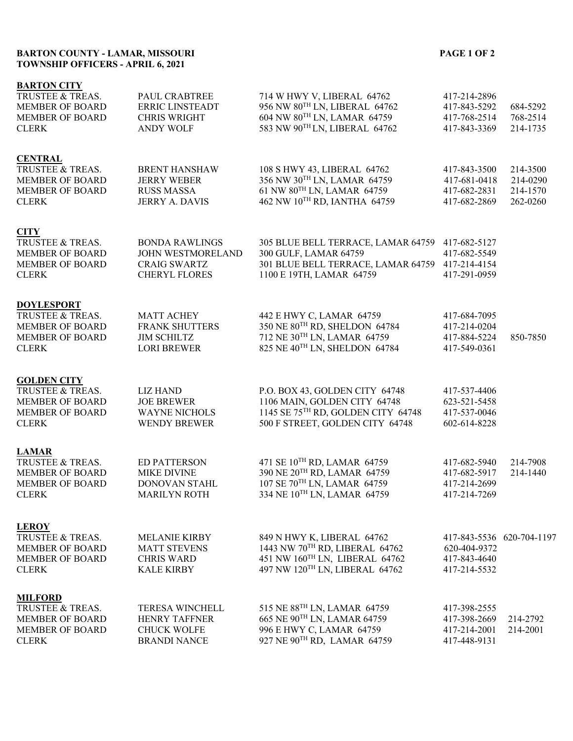**BARTON COUNTY - LAMAR, MISSOURI**
**TOWNSHIP OFFICERS - APRIL 6, 2021**

**BARTON CITY**

| | | | | |
|---|---|---|---|---|
| TRUSTEE & TREAS. | PAUL CRABTREE | 714 W HWY V, LIBERAL 64762 | 417-214-2896 | |
| MEMBER OF BOARD | ERRIC LINSTEADT | 956 NW 80TH LN, LIBERAL 64762 | 417-843-5292 | 684-5292 |
| MEMBER OF BOARD | CHRIS WRIGHT | 604 NW 80TH LN, LAMAR 64759 | 417-768-2514 | 768-2514 |
| CLERK | ANDY WOLF | 583 NW 90TH LN, LIBERAL 64762 | 417-843-3369 | 214-1735 |

**CENTRAL**

| | | | | |
|---|---|---|---|---|
| TRUSTEE & TREAS. | BRENT HANSHAW | 108 S HWY 43, LIBERAL 64762 | 417-843-3500 | 214-3500 |
| MEMBER OF BOARD | JERRY WEBER | 356 NW 30TH LN, LAMAR 64759 | 417-681-0418 | 214-0290 |
| MEMBER OF BOARD | RUSS MASSA | 61 NW 80TH LN, LAMAR 64759 | 417-682-2831 | 214-1570 |
| CLERK | JERRY A. DAVIS | 462 NW 10TH RD, IANTHA 64759 | 417-682-2869 | 262-0260 |

**CITY**

| | | | |
|---|---|---|---|
| TRUSTEE & TREAS. | BONDA RAWLINGS | 305 BLUE BELL TERRACE, LAMAR 64759 | 417-682-5127 |
| MEMBER OF BOARD | JOHN WESTMORELAND | 300 GULF, LAMAR 64759 | 417-682-5549 |
| MEMBER OF BOARD | CRAIG SWARTZ | 301 BLUE BELL TERRACE, LAMAR 64759 | 417-214-4154 |
| CLERK | CHERYL FLORES | 1100 E 19TH, LAMAR 64759 | 417-291-0959 |

**DOYLESPORT**

| | | | | |
|---|---|---|---|---|
| TRUSTEE & TREAS. | MATT ACHEY | 442 E HWY C, LAMAR 64759 | 417-684-7095 | |
| MEMBER OF BOARD | FRANK SHUTTERS | 350 NE 80TH RD, SHELDON 64784 | 417-214-0204 | |
| MEMBER OF BOARD | JIM SCHILTZ | 712 NE 30TH LN, LAMAR 64759 | 417-884-5224 | 850-7850 |
| CLERK | LORI BREWER | 825 NE 40TH LN, SHELDON 64784 | 417-549-0361 | |

**GOLDEN CITY**

| | | | |
|---|---|---|---|
| TRUSTEE & TREAS. | LIZ HAND | P.O. BOX 43, GOLDEN CITY 64748 | 417-537-4406 |
| MEMBER OF BOARD | JOE BREWER | 1106 MAIN, GOLDEN CITY 64748 | 623-521-5458 |
| MEMBER OF BOARD | WAYNE NICHOLS | 1145 SE 75TH RD, GOLDEN CITY 64748 | 417-537-0046 |
| CLERK | WENDY BREWER | 500 F STREET, GOLDEN CITY 64748 | 602-614-8228 |

**LAMAR**

| | | | | |
|---|---|---|---|---|
| TRUSTEE & TREAS. | ED PATTERSON | 471 SE 10TH RD, LAMAR 64759 | 417-682-5940 | 214-7908 |
| MEMBER OF BOARD | MIKE DIVINE | 390 NE 20TH RD, LAMAR 64759 | 417-682-5917 | 214-1440 |
| MEMBER OF BOARD | DONOVAN STAHL | 107 SE 70TH LN, LAMAR 64759 | 417-214-2699 | |
| CLERK | MARILYN ROTH | 334 NE 10TH LN, LAMAR 64759 | 417-214-7269 | |

**LEROY**

| | | | | |
|---|---|---|---|---|
| TRUSTEE & TREAS. | MELANIE KIRBY | 849 N HWY K, LIBERAL 64762 | 417-843-5536 | 620-704-1197 |
| MEMBER OF BOARD | MATT STEVENS | 1443 NW 70TH RD, LIBERAL 64762 | 620-404-9372 | |
| MEMBER OF BOARD | CHRIS WARD | 451 NW 160TH LN, LIBERAL 64762 | 417-843-4640 | |
| CLERK | KALE KIRBY | 497 NW 120TH LN, LIBERAL 64762 | 417-214-5532 | |

**MILFORD**

| | | | | |
|---|---|---|---|---|
| TRUSTEE & TREAS. | TERESA WINCHELL | 515 NE 88TH LN, LAMAR 64759 | 417-398-2555 | |
| MEMBER OF BOARD | HENRY TAFFNER | 665 NE 90TH LN, LAMAR 64759 | 417-398-2669 | 214-2792 |
| MEMBER OF BOARD | CHUCK WOLFE | 996 E HWY C, LAMAR 64759 | 417-214-2001 | 214-2001 |
| CLERK | BRANDI NANCE | 927 NE 90TH RD, LAMAR 64759 | 417-448-9131 | |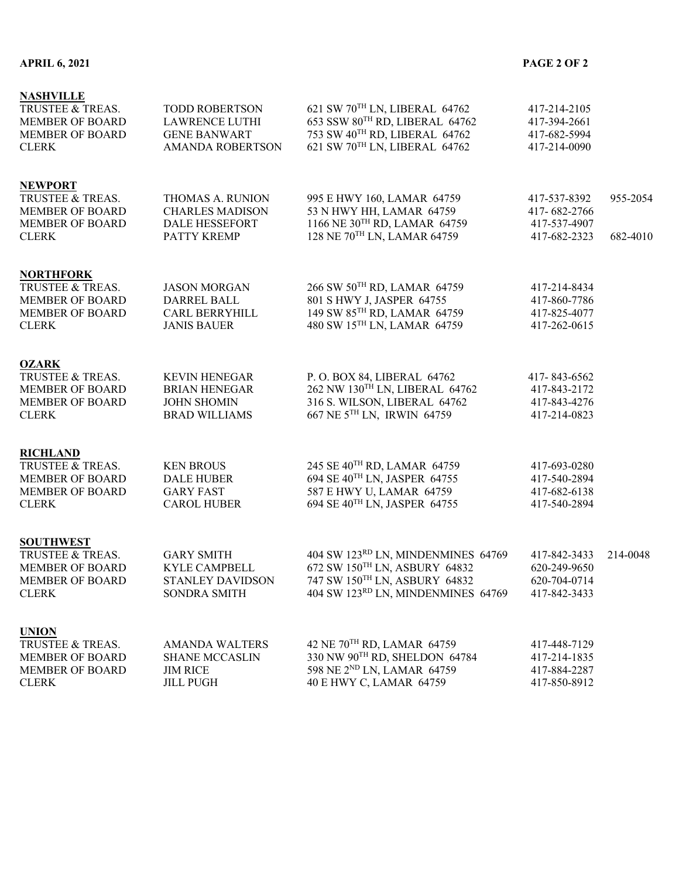## NASHVILLE

| | | | | |
|---|---|---|---|---|
| TRUSTEE & TREAS. | TODD ROBERTSON | 621 SW 70TH LN, LIBERAL 64762 | 417-214-2105 | |
| MEMBER OF BOARD | LAWRENCE LUTHI | 653 SSW 80TH RD, LIBERAL 64762 | 417-394-2661 | |
| MEMBER OF BOARD | GENE BANWART | 753 SW 40TH RD, LIBERAL 64762 | 417-682-5994 | |
| CLERK | AMANDA ROBERTSON | 621 SW 70TH LN, LIBERAL 64762 | 417-214-0090 | |

## NEWPORT

| | | | | |
|---|---|---|---|---|
| TRUSTEE & TREAS. | THOMAS A. RUNION | 995 E HWY 160, LAMAR 64759 | 417-537-8392 | 955-2054 |
| MEMBER OF BOARD | CHARLES MADISON | 53 N HWY HH, LAMAR 64759 | 417- 682-2766 | |
| MEMBER OF BOARD | DALE HESSEFORT | 1166 NE 30TH RD, LAMAR 64759 | 417-537-4907 | |
| CLERK | PATTY KREMP | 128 NE 70TH LN, LAMAR 64759 | 417-682-2323 | 682-4010 |

## NORTHFORK

| | | | | |
|---|---|---|---|---|
| TRUSTEE & TREAS. | JASON MORGAN | 266 SW 50TH RD, LAMAR 64759 | 417-214-8434 | |
| MEMBER OF BOARD | DARREL BALL | 801 S HWY J, JASPER 64755 | 417-860-7786 | |
| MEMBER OF BOARD | CARL BERRYHILL | 149 SW 85TH RD, LAMAR 64759 | 417-825-4077 | |
| CLERK | JANIS BAUER | 480 SW 15TH LN, LAMAR 64759 | 417-262-0615 | |

## OZARK

| | | | | |
|---|---|---|---|---|
| TRUSTEE & TREAS. | KEVIN HENEGAR | P. O. BOX 84, LIBERAL 64762 | 417- 843-6562 | |
| MEMBER OF BOARD | BRIAN HENEGAR | 262 NW 130TH LN, LIBERAL 64762 | 417-843-2172 | |
| MEMBER OF BOARD | JOHN SHOMIN | 316 S. WILSON, LIBERAL 64762 | 417-843-4276 | |
| CLERK | BRAD WILLIAMS | 667 NE 5TH LN, IRWIN 64759 | 417-214-0823 | |

## RICHLAND

| | | | | |
|---|---|---|---|---|
| TRUSTEE & TREAS. | KEN BROUS | 245 SE 40TH RD, LAMAR 64759 | 417-693-0280 | |
| MEMBER OF BOARD | DALE HUBER | 694 SE 40TH LN, JASPER 64755 | 417-540-2894 | |
| MEMBER OF BOARD | GARY FAST | 587 E HWY U, LAMAR 64759 | 417-682-6138 | |
| CLERK | CAROL HUBER | 694 SE 40TH LN, JASPER 64755 | 417-540-2894 | |

## SOUTHWEST

| | | | | |
|---|---|---|---|---|
| TRUSTEE & TREAS. | GARY SMITH | 404 SW 123RD LN, MINDENMINES 64769 | 417-842-3433 | 214-0048 |
| MEMBER OF BOARD | KYLE CAMPBELL | 672 SW 150TH LN, ASBURY 64832 | 620-249-9650 | |
| MEMBER OF BOARD | STANLEY DAVIDSON | 747 SW 150TH LN, ASBURY 64832 | 620-704-0714 | |
| CLERK | SONDRA SMITH | 404 SW 123RD LN, MINDENMINES 64769 | 417-842-3433 | |

## UNION

| | | | | |
|---|---|---|---|---|
| TRUSTEE & TREAS. | AMANDA WALTERS | 42 NE 70TH RD, LAMAR 64759 | 417-448-7129 | |
| MEMBER OF BOARD | SHANE MCCASLIN | 330 NW 90TH RD, SHELDON 64784 | 417-214-1835 | |
| MEMBER OF BOARD | JIM RICE | 598 NE 2ND LN, LAMAR 64759 | 417-884-2287 | |
| CLERK | JILL PUGH | 40 E HWY C, LAMAR 64759 | 417-850-8912 | |